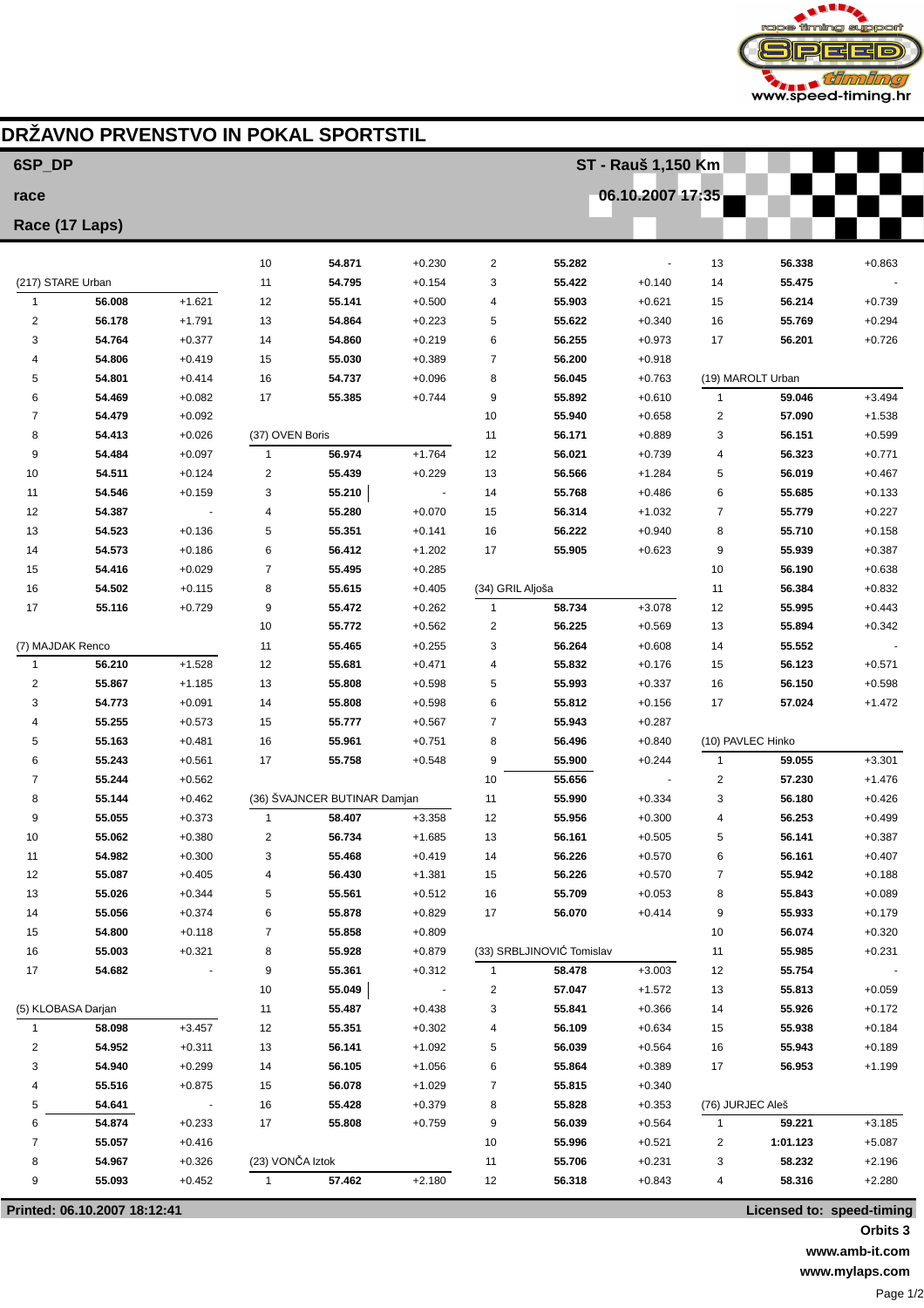# DRŽAVNO PRVENSTVO IN POKAL SPORTSTIL

**6SP_DP** — **ST - Rauš 1,150 Km**

**race** — **06.10.2007 17:35**

**Race (17 Laps)**

(217) STARE Urban

| Lap | Time | Diff |
|---|---|---|
| 1 | 56.008 | +1.621 |
| 2 | 56.178 | +1.791 |
| 3 | 54.764 | +0.377 |
| 4 | 54.806 | +0.419 |
| 5 | 54.801 | +0.414 |
| 6 | 54.469 | +0.082 |
| 7 | 54.479 | +0.092 |
| 8 | 54.413 | +0.026 |
| 9 | 54.484 | +0.097 |
| 10 | 54.511 | +0.124 |
| 11 | 54.546 | +0.159 |
| 12 | 54.387 | - |
| 13 | 54.523 | +0.136 |
| 14 | 54.573 | +0.186 |
| 15 | 54.416 | +0.029 |
| 16 | 54.502 | +0.115 |
| 17 | 55.116 | +0.729 |

(7) MAJDAK Renco

| Lap | Time | Diff |
|---|---|---|
| 1 | 56.210 | +1.528 |
| 2 | 55.867 | +1.185 |
| 3 | 54.773 | +0.091 |
| 4 | 55.255 | +0.573 |
| 5 | 55.163 | +0.481 |
| 6 | 55.243 | +0.561 |
| 7 | 55.244 | +0.562 |
| 8 | 55.144 | +0.462 |
| 9 | 55.055 | +0.373 |
| 10 | 55.062 | +0.380 |
| 11 | 54.982 | +0.300 |
| 12 | 55.087 | +0.405 |
| 13 | 55.026 | +0.344 |
| 14 | 55.056 | +0.374 |
| 15 | 54.800 | +0.118 |
| 16 | 55.003 | +0.321 |
| 17 | 54.682 | - |

(5) KLOBASA Darjan

| Lap | Time | Diff |
|---|---|---|
| 1 | 58.098 | +3.457 |
| 2 | 54.952 | +0.311 |
| 3 | 54.940 | +0.299 |
| 4 | 55.516 | +0.875 |
| 5 | 54.641 | - |
| 6 | 54.874 | +0.233 |
| 7 | 55.057 | +0.416 |
| 8 | 54.967 | +0.326 |
| 9 | 55.093 | +0.452 |
| 10 | 54.871 | +0.230 |
| 11 | 54.795 | +0.154 |
| 12 | 55.141 | +0.500 |
| 13 | 54.864 | +0.223 |
| 14 | 54.860 | +0.219 |
| 15 | 55.030 | +0.389 |
| 16 | 54.737 | +0.096 |
| 17 | 55.385 | +0.744 |

(37) OVEN Boris

| Lap | Time | Diff |
|---|---|---|
| 1 | 56.974 | +1.764 |
| 2 | 55.439 | +0.229 |
| 3 | 55.210 | - |
| 4 | 55.280 | +0.070 |
| 5 | 55.351 | +0.141 |
| 6 | 56.412 | +1.202 |
| 7 | 55.495 | +0.285 |
| 8 | 55.615 | +0.405 |
| 9 | 55.472 | +0.262 |
| 10 | 55.772 | +0.562 |
| 11 | 55.465 | +0.255 |
| 12 | 55.681 | +0.471 |
| 13 | 55.808 | +0.598 |
| 14 | 55.808 | +0.598 |
| 15 | 55.777 | +0.567 |
| 16 | 55.961 | +0.751 |
| 17 | 55.758 | +0.548 |

(36) ŠVAJNCER BUTINAR Damjan

| Lap | Time | Diff |
|---|---|---|
| 1 | 58.407 | +3.358 |
| 2 | 56.734 | +1.685 |
| 3 | 55.468 | +0.419 |
| 4 | 56.430 | +1.381 |
| 5 | 55.561 | +0.512 |
| 6 | 55.878 | +0.829 |
| 7 | 55.858 | +0.809 |
| 8 | 55.928 | +0.879 |
| 9 | 55.361 | +0.312 |
| 10 | 55.049 | - |
| 11 | 55.487 | +0.438 |
| 12 | 55.351 | +0.302 |
| 13 | 56.141 | +1.092 |
| 14 | 56.105 | +1.056 |
| 15 | 56.078 | +1.029 |
| 16 | 55.428 | +0.379 |
| 17 | 55.808 | +0.759 |

(23) VONČA Iztok

| Lap | Time | Diff |
|---|---|---|
| 1 | 57.462 | +2.180 |
| 2 | 55.282 | - |
| 3 | 55.422 | +0.140 |
| 4 | 55.903 | +0.621 |
| 5 | 55.622 | +0.340 |
| 6 | 56.255 | +0.973 |
| 7 | 56.200 | +0.918 |
| 8 | 56.045 | +0.763 |
| 9 | 55.892 | +0.610 |
| 10 | 55.940 | +0.658 |
| 11 | 56.171 | +0.889 |
| 12 | 56.021 | +0.739 |
| 13 | 56.566 | +1.284 |
| 14 | 55.768 | +0.486 |
| 15 | 56.314 | +1.032 |
| 16 | 56.222 | +0.940 |
| 17 | 55.905 | +0.623 |

(34) GRIL Aljoša

| Lap | Time | Diff |
|---|---|---|
| 1 | 58.734 | +3.078 |
| 2 | 56.225 | +0.569 |
| 3 | 56.264 | +0.608 |
| 4 | 55.832 | +0.176 |
| 5 | 55.993 | +0.337 |
| 6 | 55.812 | +0.156 |
| 7 | 55.943 | +0.287 |
| 8 | 56.496 | +0.840 |
| 9 | 55.900 | +0.244 |
| 10 | 55.656 | - |
| 11 | 55.990 | +0.334 |
| 12 | 55.956 | +0.300 |
| 13 | 56.161 | +0.505 |
| 14 | 56.226 | +0.570 |
| 15 | 56.226 | +0.570 |
| 16 | 55.709 | +0.053 |
| 17 | 56.070 | +0.414 |

(33) SRBLJINOVIĆ Tomislav

| Lap | Time | Diff |
|---|---|---|
| 1 | 58.478 | +3.003 |
| 2 | 57.047 | +1.572 |
| 3 | 55.841 | +0.366 |
| 4 | 56.109 | +0.634 |
| 5 | 56.039 | +0.564 |
| 6 | 55.864 | +0.389 |
| 7 | 55.815 | +0.340 |
| 8 | 55.828 | +0.353 |
| 9 | 56.039 | +0.564 |
| 10 | 55.996 | +0.521 |
| 11 | 55.706 | +0.231 |
| 12 | 56.318 | +0.843 |
| 13 | 56.338 | +0.863 |
| 14 | 55.475 | - |
| 15 | 56.214 | +0.739 |
| 16 | 55.769 | +0.294 |
| 17 | 56.201 | +0.726 |

(19) MAROLT Urban

| Lap | Time | Diff |
|---|---|---|
| 1 | 59.046 | +3.494 |
| 2 | 57.090 | +1.538 |
| 3 | 56.151 | +0.599 |
| 4 | 56.323 | +0.771 |
| 5 | 56.019 | +0.467 |
| 6 | 55.685 | +0.133 |
| 7 | 55.779 | +0.227 |
| 8 | 55.710 | +0.158 |
| 9 | 55.939 | +0.387 |
| 10 | 56.190 | +0.638 |
| 11 | 56.384 | +0.832 |
| 12 | 55.995 | +0.443 |
| 13 | 55.894 | +0.342 |
| 14 | 55.552 | - |
| 15 | 56.123 | +0.571 |
| 16 | 56.150 | +0.598 |
| 17 | 57.024 | +1.472 |

(10) PAVLEC Hinko

| Lap | Time | Diff |
|---|---|---|
| 1 | 59.055 | +3.301 |
| 2 | 57.230 | +1.476 |
| 3 | 56.180 | +0.426 |
| 4 | 56.253 | +0.499 |
| 5 | 56.141 | +0.387 |
| 6 | 56.161 | +0.407 |
| 7 | 55.942 | +0.188 |
| 8 | 55.843 | +0.089 |
| 9 | 55.933 | +0.179 |
| 10 | 56.074 | +0.320 |
| 11 | 55.985 | +0.231 |
| 12 | 55.754 | - |
| 13 | 55.813 | +0.059 |
| 14 | 55.926 | +0.172 |
| 15 | 55.938 | +0.184 |
| 16 | 55.943 | +0.189 |
| 17 | 56.953 | +1.199 |

(76) JURJEC Aleš

| Lap | Time | Diff |
|---|---|---|
| 1 | 59.221 | +3.185 |
| 2 | 1:01.123 | +5.087 |
| 3 | 58.232 | +2.196 |
| 4 | 58.316 | +2.280 |

**Printed: 06.10.2007 18:12:41** — **Licensed to: speed-timing**

**Orbits 3**
**www.amb-it.com**
**www.mylaps.com**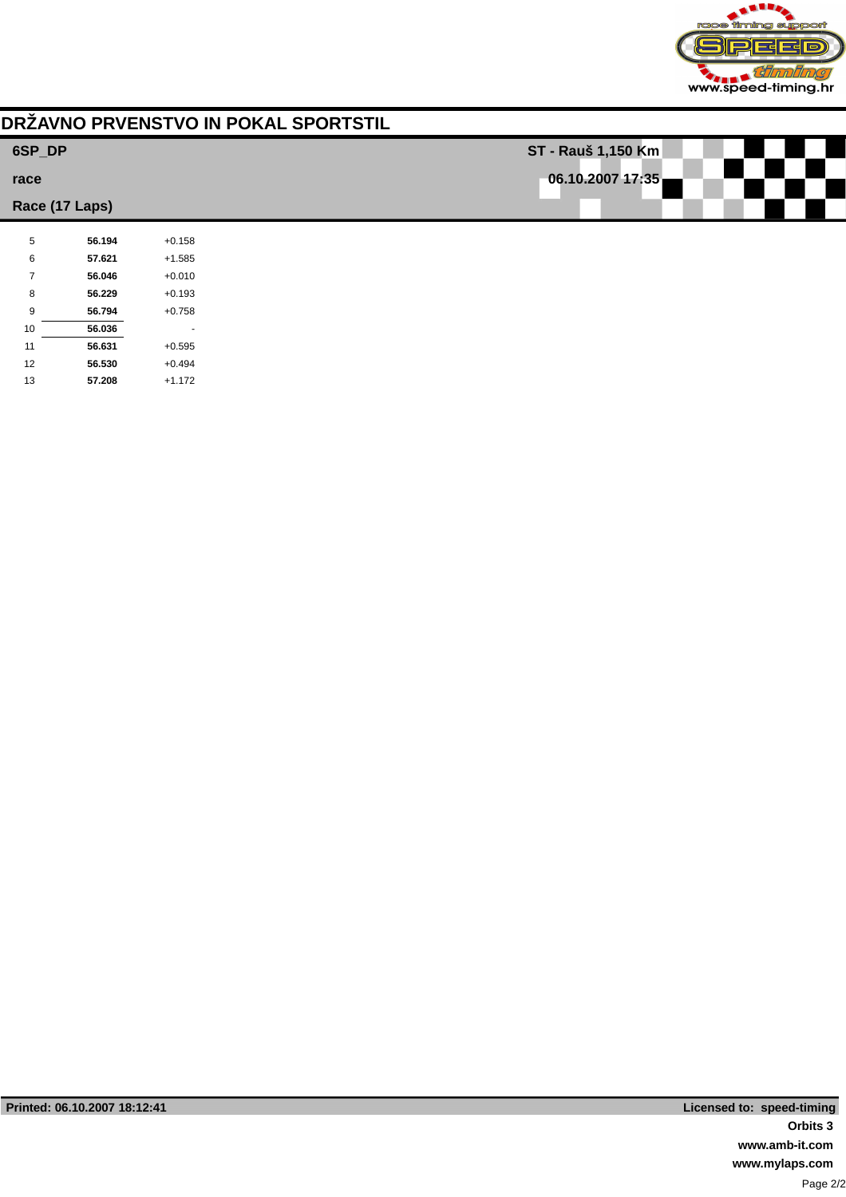# DRŽAVNO PRVENSTVO IN POKAL SPORTSTIL

**6SP_DP** — **ST - Rauš 1,150 Km**

**race** — **06.10.2007 17:35**

**Race (17 Laps)**

| | | |
|---|---|---|
| 5 | **56.194** | +0.158 |
| 6 | **57.621** | +1.585 |
| 7 | **56.046** | +0.010 |
| 8 | **56.229** | +0.193 |
| 9 | **56.794** | +0.758 |
| 10 | **56.036** | - |
| 11 | **56.631** | +0.595 |
| 12 | **56.530** | +0.494 |
| 13 | **57.208** | +1.172 |

**Printed: 06.10.2007 18:12:41**

**Licensed to: speed-timing**
**Orbits 3**
**www.amb-it.com**
**www.mylaps.com**